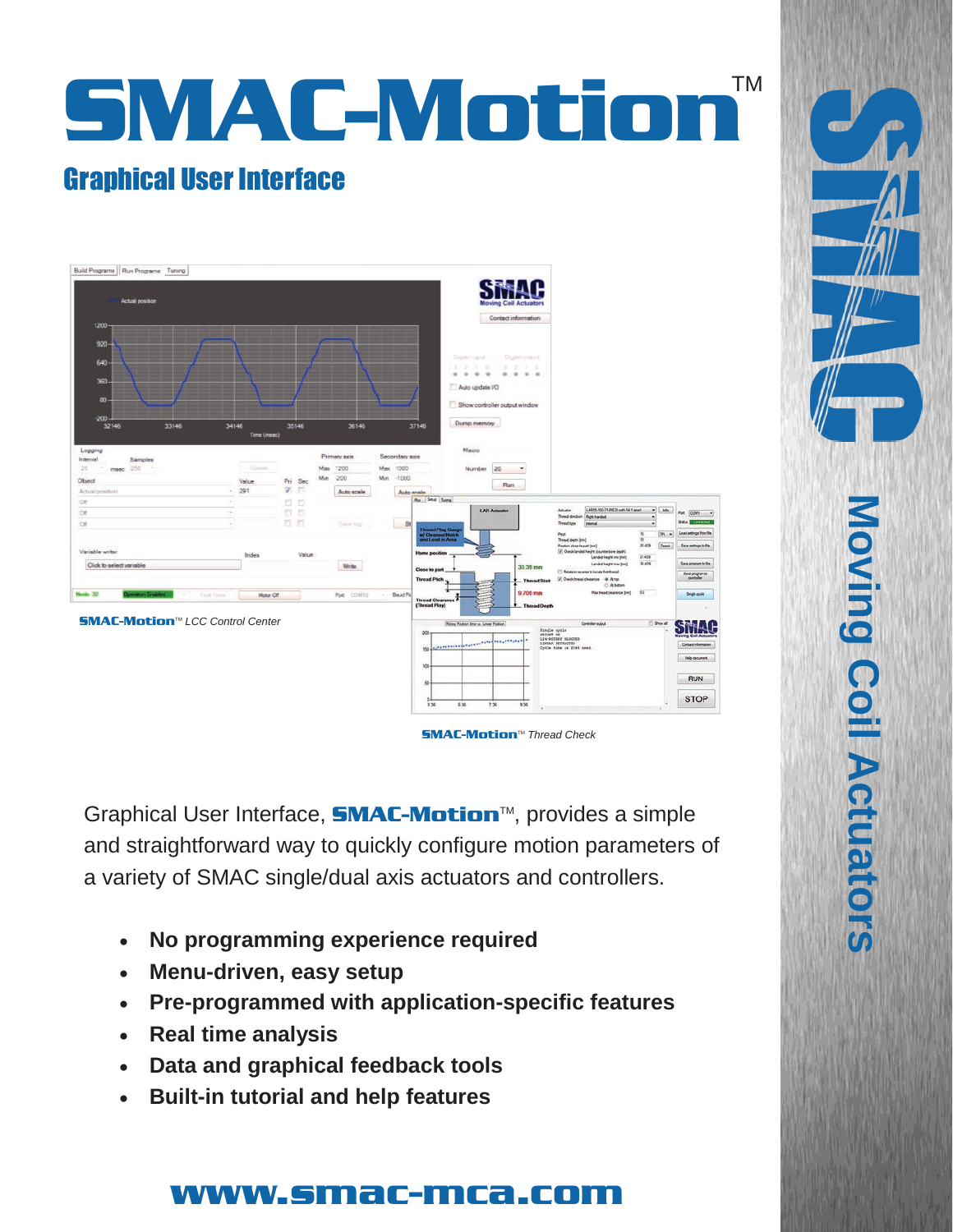# SMAC-Motion™

## Graphical User Interface

**SMAC-Motion**™ *LCC Control Center*

**SMAC-Motion**™ *Thread Check*

Graphical User Interface, **SMAC-Motion**™, provides a simple and straightforward way to quickly configure motion parameters of a variety of SMAC single/dual axis actuators and controllers.

- **No programming experience required**
- **Menu-driven, easy setup**
- **Pre-programmed with application-specific features**
- **Real time analysis**
- **Data and graphical feedback tools**
- **Built-in tutorial and help features**

**www.smac-mca.com**

SMAC Moving Coil Actuators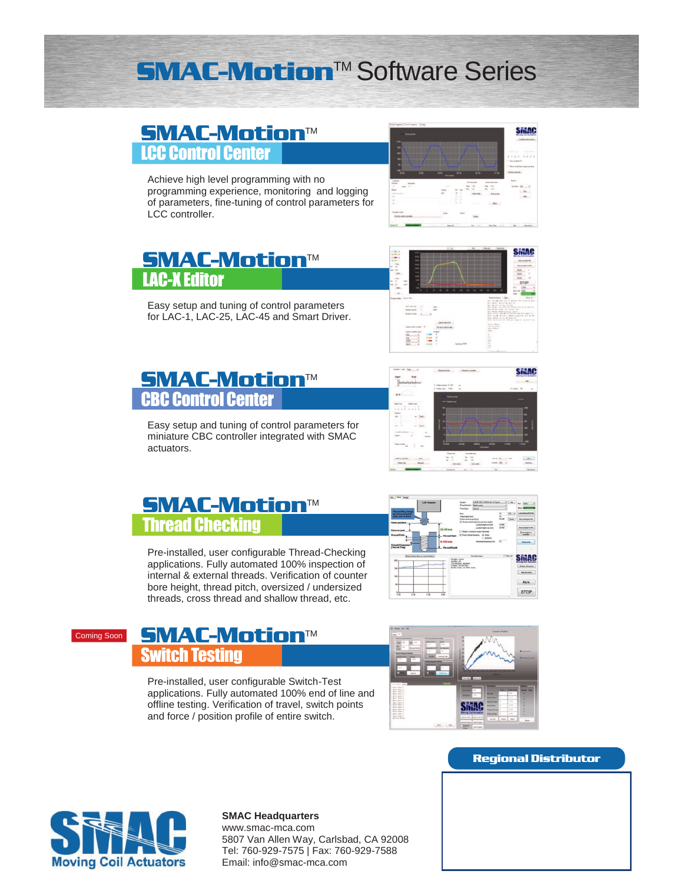# SMAC-Motion™ Software Series

## SMAC-Motion™ LCC Control Center

Achieve high level programming with no programming experience, monitoring and logging of parameters, fine-tuning of control parameters for LCC controller.

## SMAC-Motion™ LAC-X Editor

Easy setup and tuning of control parameters for LAC-1, LAC-25, LAC-45 and Smart Driver.

## SMAC-Motion™ CBC Control Center

Easy setup and tuning of control parameters for miniature CBC controller integrated with SMAC actuators.

## SMAC-Motion™ Thread Checking

Pre-installed, user configurable Thread-Checking applications. Fully automated 100% inspection of internal & external threads. Verification of counter bore height, thread pitch, oversized / undersized threads, cross thread and shallow thread, etc.

## SMAC-Motion™ Switch Testing

Coming Soon

Pre-installed, user configurable Switch-Test applications. Fully automated 100% end of line and offline testing. Verification of travel, switch points and force / position profile of entire switch.

**Regional Distributor**

SMAC Moving Coil Actuators

**SMAC Headquarters**
www.smac-mca.com
5807 Van Allen Way, Carlsbad, CA 92008
Tel: 760-929-7575 | Fax: 760-929-7588
Email: info@smac-mca.com